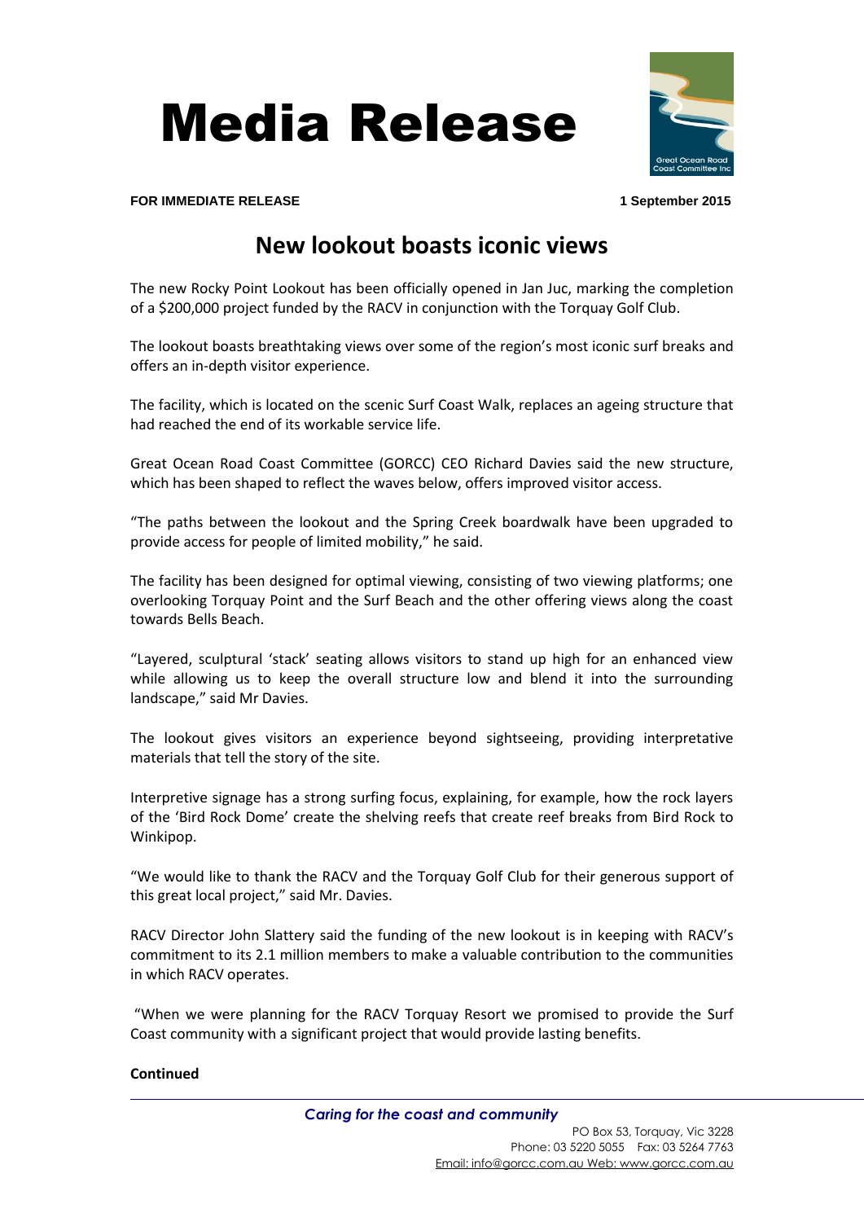# Media Release

Great Ocean Road Coast Committee Inc

**FOR IMMEDIATE RELEASE** **1 September 2015**

## New lookout boasts iconic views

The new Rocky Point Lookout has been officially opened in Jan Juc, marking the completion of a $200,000 project funded by the RACV in conjunction with the Torquay Golf Club.

The lookout boasts breathtaking views over some of the region's most iconic surf breaks and offers an in-depth visitor experience.

The facility, which is located on the scenic Surf Coast Walk, replaces an ageing structure that had reached the end of its workable service life.

Great Ocean Road Coast Committee (GORCC) CEO Richard Davies said the new structure, which has been shaped to reflect the waves below, offers improved visitor access.

"The paths between the lookout and the Spring Creek boardwalk have been upgraded to provide access for people of limited mobility," he said.

The facility has been designed for optimal viewing, consisting of two viewing platforms; one overlooking Torquay Point and the Surf Beach and the other offering views along the coast towards Bells Beach.

"Layered, sculptural 'stack' seating allows visitors to stand up high for an enhanced view while allowing us to keep the overall structure low and blend it into the surrounding landscape," said Mr Davies.

The lookout gives visitors an experience beyond sightseeing, providing interpretative materials that tell the story of the site.

Interpretive signage has a strong surfing focus, explaining, for example, how the rock layers of the 'Bird Rock Dome' create the shelving reefs that create reef breaks from Bird Rock to Winkipop.

"We would like to thank the RACV and the Torquay Golf Club for their generous support of this great local project," said Mr. Davies.

RACV Director John Slattery said the funding of the new lookout is in keeping with RACV's commitment to its 2.1 million members to make a valuable contribution to the communities in which RACV operates.

"When we were planning for the RACV Torquay Resort we promised to provide the Surf Coast community with a significant project that would provide lasting benefits.

**Continued**

*Caring for the coast and community*

PO Box 53, Torquay, Vic 3228
Phone: 03 5220 5055 Fax: 03 5264 7763
Email: info@gorcc.com.au Web: www.gorcc.com.au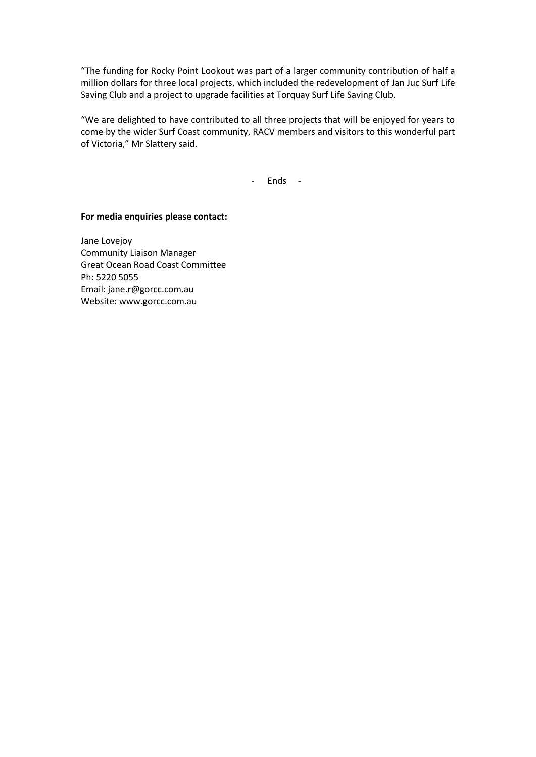"The funding for Rocky Point Lookout was part of a larger community contribution of half a million dollars for three local projects, which included the redevelopment of Jan Juc Surf Life Saving Club and a project to upgrade facilities at Torquay Surf Life Saving Club.

"We are delighted to have contributed to all three projects that will be enjoyed for years to come by the wider Surf Coast community, RACV members and visitors to this wonderful part of Victoria," Mr Slattery said.

- Ends -

**For media enquiries please contact:**

Jane Lovejoy
Community Liaison Manager
Great Ocean Road Coast Committee
Ph: 5220 5055
Email: jane.r@gorcc.com.au
Website: www.gorcc.com.au